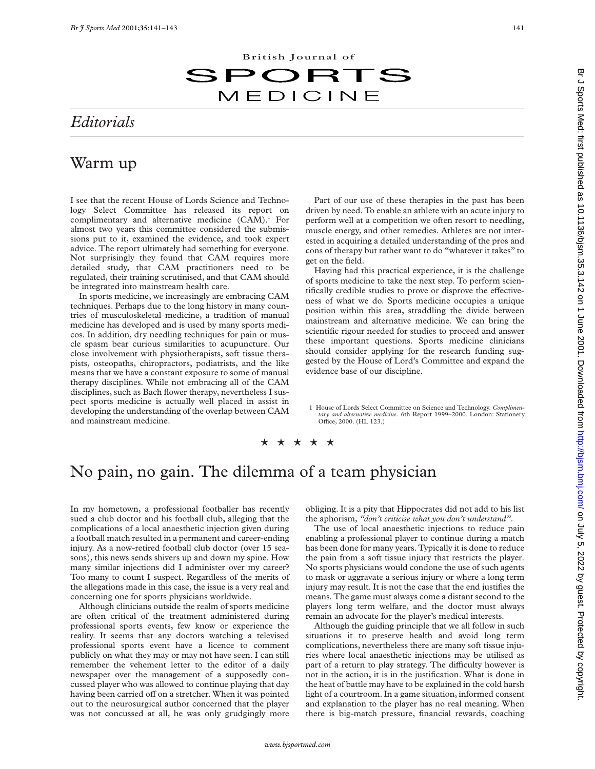# British Journal of SPORTS MEDICINE

## Editorials

## Warm up

I see that the recent House of Lords Science and Technology Select Committee has released its report on complimentary and alternative medicine (CAM).[1] For almost two years this committee considered the submissions put to it, examined the evidence, and took expert advice. The report ultimately had something for everyone. Not surprisingly they found that CAM requires more detailed study, that CAM practitioners need to be regulated, their training scrutinised, and that CAM should be integrated into mainstream health care.

In sports medicine, we increasingly are embracing CAM techniques. Perhaps due to the long history in many countries of musculoskeletal medicine, a tradition of manual medicine has developed and is used by many sports medicos. In addition, dry needling techniques for pain or muscle spasm bear curious similarities to acupuncture. Our close involvement with physiotherapists, soft tissue therapists, osteopaths, chiropractors, podiatrists, and the like means that we have a constant exposure to some of manual therapy disciplines. While not embracing all of the CAM disciplines, such as Bach flower therapy, nevertheless I suspect sports medicine is actually well placed in assist in developing the understanding of the overlap between CAM and mainstream medicine.

Part of our use of these therapies in the past has been driven by need. To enable an athlete with an acute injury to perform well at a competition we often resort to needling, muscle energy, and other remedies. Athletes are not interested in acquiring a detailed understanding of the pros and cons of therapy but rather want to do "whatever it takes" to get on the field.

Having had this practical experience, it is the challenge of sports medicine to take the next step. To perform scientifically credible studies to prove or disprove the effectiveness of what we do. Sports medicine occupies a unique position within this area, straddling the divide between mainstream and alternative medicine. We can bring the scientific rigour needed for studies to proceed and answer these important questions. Sports medicine clinicians should consider applying for the research funding suggested by the House of Lord's Committee and expand the evidence base of our discipline.

1 House of Lords Select Committee on Science and Technology. *Complimentary and alternative medicine*. 6th Report 1999–2000. London: Stationery Office, 2000. (HL 123.)

★ ★ ★ ★ ★

## No pain, no gain. The dilemma of a team physician

In my hometown, a professional footballer has recently sued a club doctor and his football club, alleging that the complications of a local anaesthetic injection given during a football match resulted in a permanent and career-ending injury. As a now-retired football club doctor (over 15 seasons), this news sends shivers up and down my spine. How many similar injections did I administer over my career? Too many to count I suspect. Regardless of the merits of the allegations made in this case, the issue is a very real and concerning one for sports physicians worldwide.

Although clinicians outside the realm of sports medicine are often critical of the treatment administered during professional sports events, few know or experience the reality. It seems that any doctors watching a televised professional sports event have a licence to comment publicly on what they may or may not have seen. I can still remember the vehement letter to the editor of a daily newspaper over the management of a supposedly concussed player who was allowed to continue playing that day having been carried off on a stretcher. When it was pointed out to the neurosurgical author concerned that the player was not concussed at all, he was only grudgingly more obliging. It is a pity that Hippocrates did not add to his list the aphorism, *"don't criticise what you don't understand"*.

The use of local anaesthetic injections to reduce pain enabling a professional player to continue during a match has been done for many years. Typically it is done to reduce the pain from a soft tissue injury that restricts the player. No sports physicians would condone the use of such agents to mask or aggravate a serious injury or where a long term injury may result. It is not the case that the end justifies the means. The game must always come a distant second to the players long term welfare, and the doctor must always remain an advocate for the player's medical interests.

Although the guiding principle that we all follow in such situations it to preserve health and avoid long term complications, nevertheless there are many soft tissue injuries where local anaesthetic injections may be utilised as part of a return to play strategy. The difficulty however is not in the action, it is in the justification. What is done in the heat of battle may have to be explained in the cold harsh light of a courtroom. In a game situation, informed consent and explanation to the player has no real meaning. When there is big-match pressure, financial rewards, coaching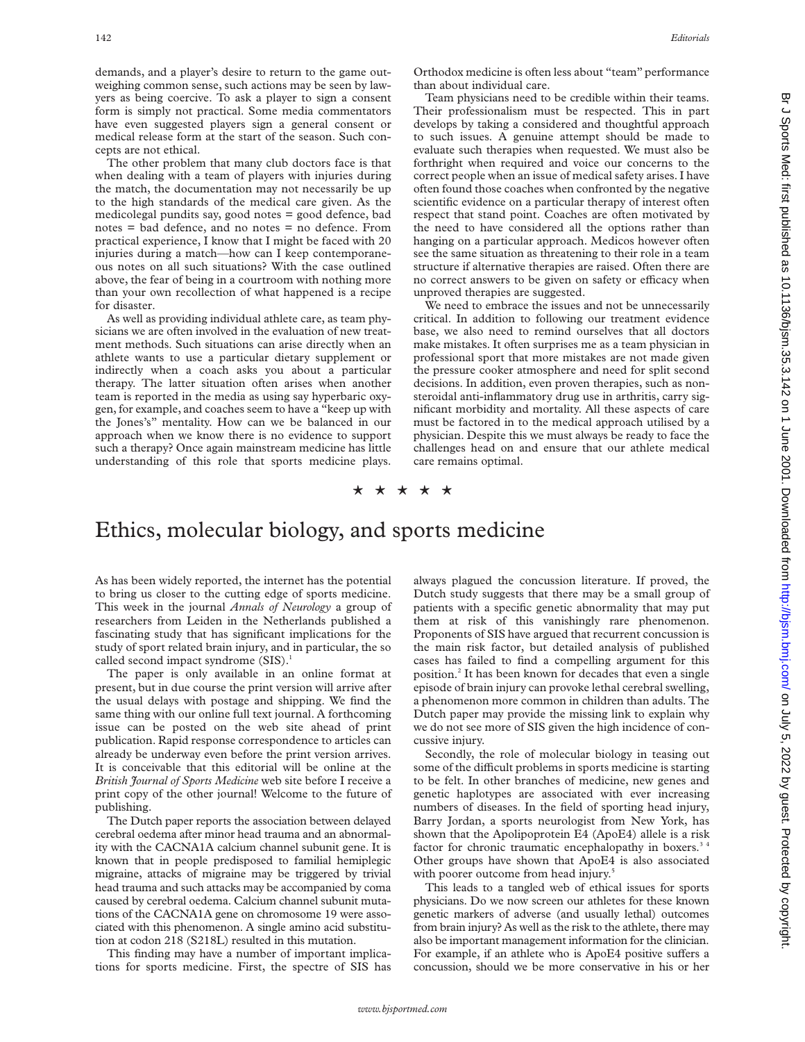demands, and a player's desire to return to the game outweighing common sense, such actions may be seen by lawyers as being coercive. To ask a player to sign a consent form is simply not practical. Some media commentators have even suggested players sign a general consent or medical release form at the start of the season. Such concepts are not ethical.

The other problem that many club doctors face is that when dealing with a team of players with injuries during the match, the documentation may not necessarily be up to the high standards of the medical care given. As the medicolegal pundits say, good notes = good defence, bad notes = bad defence, and no notes = no defence. From practical experience, I know that I might be faced with 20 injuries during a match—how can I keep contemporaneous notes on all such situations? With the case outlined above, the fear of being in a courtroom with nothing more than your own recollection of what happened is a recipe for disaster.

As well as providing individual athlete care, as team physicians we are often involved in the evaluation of new treatment methods. Such situations can arise directly when an athlete wants to use a particular dietary supplement or indirectly when a coach asks you about a particular therapy. The latter situation often arises when another team is reported in the media as using say hyperbaric oxygen, for example, and coaches seem to have a "keep up with the Jones's" mentality. How can we be balanced in our approach when we know there is no evidence to support such a therapy? Once again mainstream medicine has little understanding of this role that sports medicine plays. Orthodox medicine is often less about "team" performance than about individual care.

Team physicians need to be credible within their teams. Their professionalism must be respected. This in part develops by taking a considered and thoughtful approach to such issues. A genuine attempt should be made to evaluate such therapies when requested. We must also be forthright when required and voice our concerns to the correct people when an issue of medical safety arises. I have often found those coaches when confronted by the negative scientific evidence on a particular therapy of interest often respect that stand point. Coaches are often motivated by the need to have considered all the options rather than hanging on a particular approach. Medicos however often see the same situation as threatening to their role in a team structure if alternative therapies are raised. Often there are no correct answers to be given on safety or efficacy when unproved therapies are suggested.

We need to embrace the issues and not be unnecessarily critical. In addition to following our treatment evidence base, we also need to remind ourselves that all doctors make mistakes. It often surprises me as a team physician in professional sport that more mistakes are not made given the pressure cooker atmosphere and need for split second decisions. In addition, even proven therapies, such as non-steroidal anti-inflammatory drug use in arthritis, carry significant morbidity and mortality. All these aspects of care must be factored in to the medical approach utilised by a physician. Despite this we must always be ready to face the challenges head on and ensure that our athlete medical care remains optimal.

★ ★ ★ ★ ★

# Ethics, molecular biology, and sports medicine

As has been widely reported, the internet has the potential to bring us closer to the cutting edge of sports medicine. This week in the journal *Annals of Neurology* a group of researchers from Leiden in the Netherlands published a fascinating study that has significant implications for the study of sport related brain injury, and in particular, the so called second impact syndrome (SIS).[1]

The paper is only available in an online format at present, but in due course the print version will arrive after the usual delays with postage and shipping. We find the same thing with our online full text journal. A forthcoming issue can be posted on the web site ahead of print publication. Rapid response correspondence to articles can already be underway even before the print version arrives. It is conceivable that this editorial will be online at the *British Journal of Sports Medicine* web site before I receive a print copy of the other journal! Welcome to the future of publishing.

The Dutch paper reports the association between delayed cerebral oedema after minor head trauma and an abnormality with the CACNA1A calcium channel subunit gene. It is known that in people predisposed to familial hemiplegic migraine, attacks of migraine may be triggered by trivial head trauma and such attacks may be accompanied by coma caused by cerebral oedema. Calcium channel subunit mutations of the CACNA1A gene on chromosome 19 were associated with this phenomenon. A single amino acid substitution at codon 218 (S218L) resulted in this mutation.

This finding may have a number of important implications for sports medicine. First, the spectre of SIS has always plagued the concussion literature. If proved, the Dutch study suggests that there may be a small group of patients with a specific genetic abnormality that may put them at risk of this vanishingly rare phenomenon. Proponents of SIS have argued that recurrent concussion is the main risk factor, but detailed analysis of published cases has failed to find a compelling argument for this position.[2] It has been known for decades that even a single episode of brain injury can provoke lethal cerebral swelling, a phenomenon more common in children than adults. The Dutch paper may provide the missing link to explain why we do not see more of SIS given the high incidence of concussive injury.

Secondly, the role of molecular biology in teasing out some of the difficult problems in sports medicine is starting to be felt. In other branches of medicine, new genes and genetic haplotypes are associated with ever increasing numbers of diseases. In the field of sporting head injury, Barry Jordan, a sports neurologist from New York, has shown that the Apolipoprotein E4 (ApoE4) allele is a risk factor for chronic traumatic encephalopathy in boxers.[3,4] Other groups have shown that ApoE4 is also associated with poorer outcome from head injury.[5]

This leads to a tangled web of ethical issues for sports physicians. Do we now screen our athletes for these known genetic markers of adverse (and usually lethal) outcomes from brain injury? As well as the risk to the athlete, there may also be important management information for the clinician. For example, if an athlete who is ApoE4 positive suffers a concussion, should we be more conservative in his or her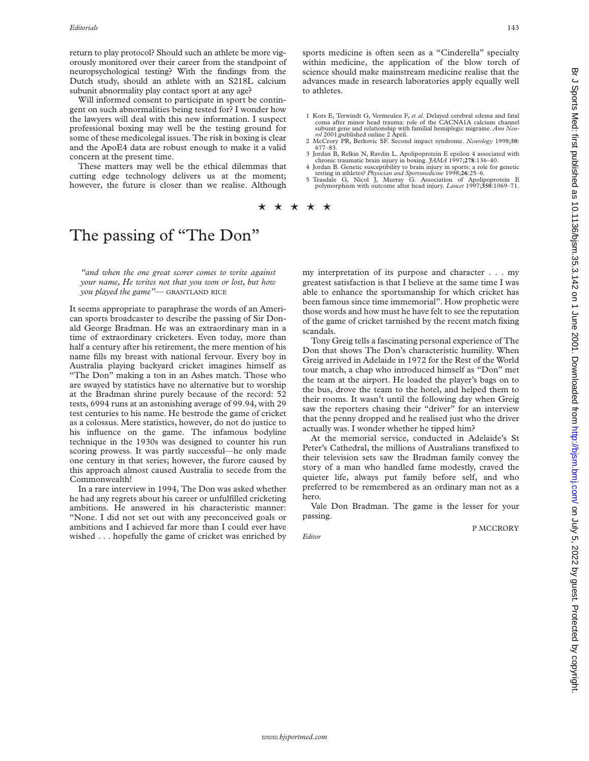return to play protocol? Should such an athlete be more vigorously monitored over their career from the standpoint of neuropsychological testing? With the findings from the Dutch study, should an athlete with an S218L calcium subunit abnormality play contact sport at any age?

Will informed consent to participate in sport be contingent on such abnormalities being tested for? I wonder how the lawyers will deal with this new information. I suspect professional boxing may well be the testing ground for some of these medicolegal issues. The risk in boxing is clear and the ApoE4 data are robust enough to make it a valid concern at the present time.

These matters may well be the ethical dilemmas that cutting edge technology delivers us at the moment; however, the future is closer than we realise. Although sports medicine is often seen as a "Cinderella" specialty within medicine, the application of the blow torch of science should make mainstream medicine realise that the advances made in research laboratories apply equally well to athletes.

1 Kors E, Terwindt G, Vermeulen F, *et al*. Delayed cerebral edema and fatal coma after minor head trauma: role of the CACNA1A calcium channel subunit gene and relationship with familial hemiplegic migraine. *Ann Neurol* 2001;published online 2 April.
2 McCrory PR, Berkovic SF. Second impact syndrome. *Neurology* 1998;**50**: 677–83.
3 Jordan B, Relkin N, Ravdin L. Apolipoprotein E epsilon 4 associated with chronic traumatic brain injury in boxing. *JAMA* 1997;**278**:136–40.
4 Jordan B. Genetic susceptibility to brain injury in sports: a role for genetic testing in athletes? *Physician and Sportsmedicine* 1998;**26**:25–6.
5 Teasdale G, Nicol J, Murray G. Association of Apolipoprotein E polymorphism with outcome after head injury. *Lancet* 1997;**350**:1069–71.

★ ★ ★ ★ ★

# The passing of "The Don"

*"and when the one great scorer comes to write against your name, He writes not that you won or lost, but how you played the game"*— GRANTLAND RICE

It seems appropriate to paraphrase the words of an American sports broadcaster to describe the passing of Sir Donald George Bradman. He was an extraordinary man in a time of extraordinary cricketers. Even today, more than half a century after his retirement, the mere mention of his name fills my breast with national fervour. Every boy in Australia playing backyard cricket imagines himself as "The Don" making a ton in an Ashes match. Those who are swayed by statistics have no alternative but to worship at the Bradman shrine purely because of the record: 52 tests, 6994 runs at an astonishing average of 99.94, with 29 test centuries to his name. He bestrode the game of cricket as a colossus. Mere statistics, however, do not do justice to his influence on the game. The infamous bodyline technique in the 1930s was designed to counter his run scoring prowess. It was partly successful—he only made one century in that series; however, the furore caused by this approach almost caused Australia to secede from the Commonwealth!

In a rare interview in 1994, The Don was asked whether he had any regrets about his career or unfulfilled cricketing ambitions. He answered in his characteristic manner: "None. I did not set out with any preconceived goals or ambitions and I achieved far more than I could ever have wished . . . hopefully the game of cricket was enriched by my interpretation of its purpose and character . . . my greatest satisfaction is that I believe at the same time I was able to enhance the sportsmanship for which cricket has been famous since time immemorial". How prophetic were those words and how must he have felt to see the reputation of the game of cricket tarnished by the recent match fixing scandals.

Tony Greig tells a fascinating personal experience of The Don that shows The Don's characteristic humility. When Greig arrived in Adelaide in 1972 for the Rest of the World tour match, a chap who introduced himself as "Don" met the team at the airport. He loaded the player's bags on to the bus, drove the team to the hotel, and helped them to their rooms. It wasn't until the following day when Greig saw the reporters chasing their "driver" for an interview that the penny dropped and he realised just who the driver actually was. I wonder whether he tipped him?

At the memorial service, conducted in Adelaide's St Peter's Cathedral, the millions of Australians transfixed to their television sets saw the Bradman family convey the story of a man who handled fame modestly, craved the quieter life, always put family before self, and who preferred to be remembered as an ordinary man not as a hero.

Vale Don Bradman. The game is the lesser for your passing.

P MCCRORY

*Editor*